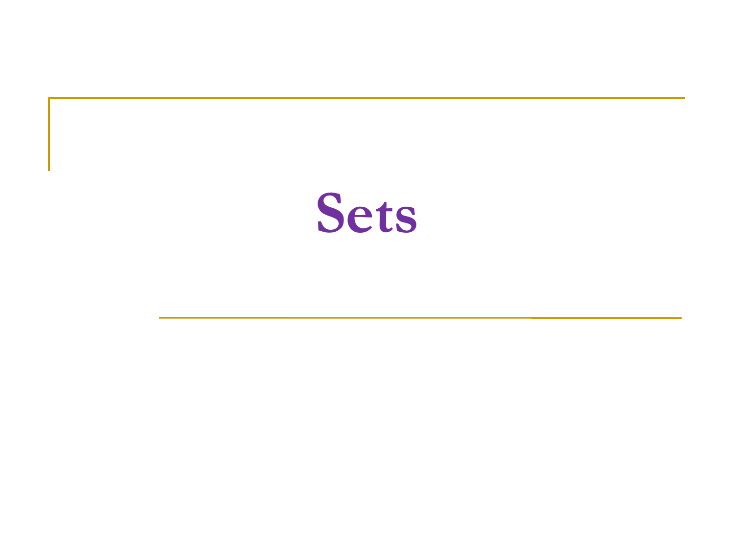# Sets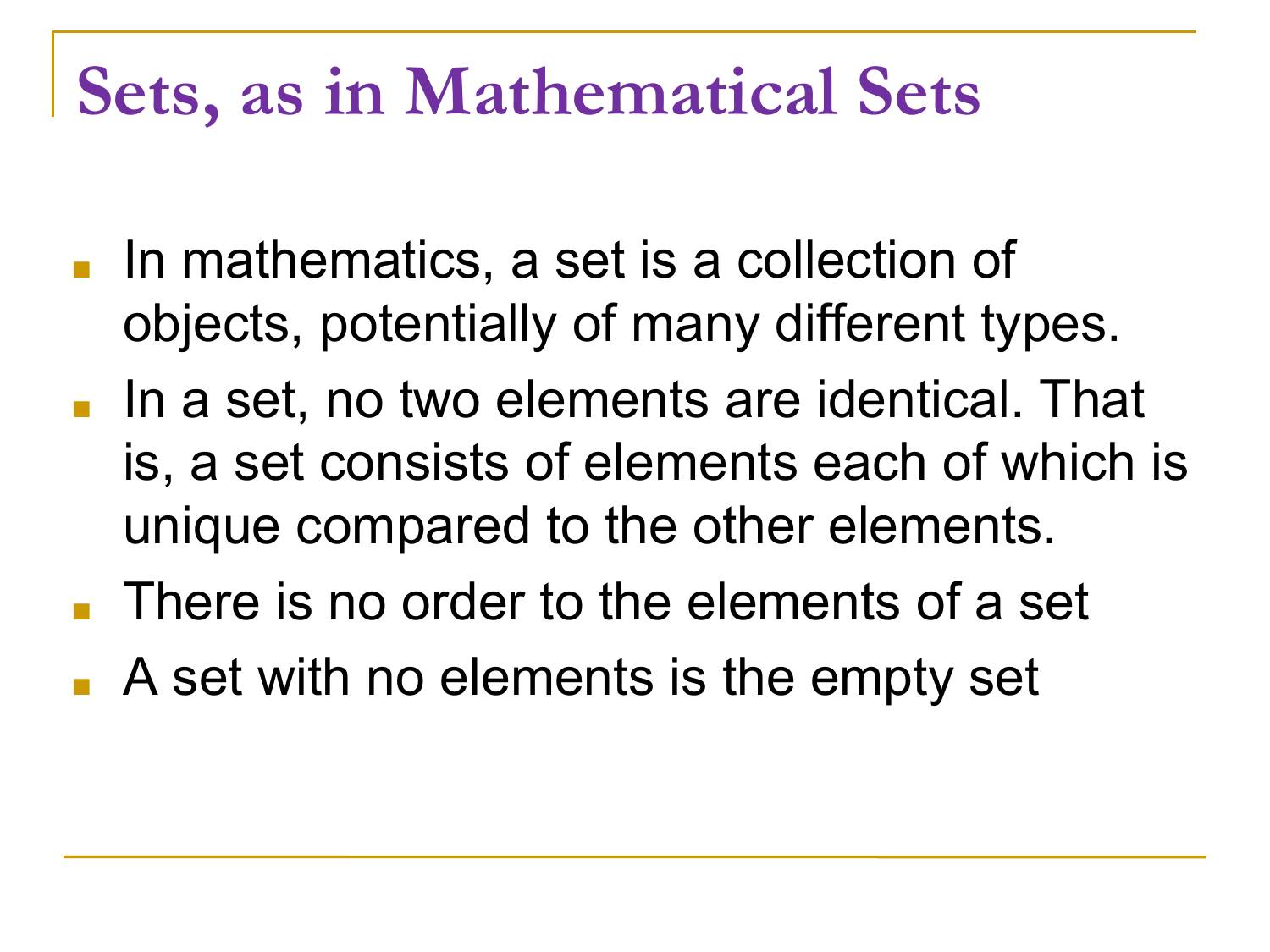# Sets, as in Mathematical Sets

- In mathematics, a set is a collection of objects, potentially of many different types.
- In a set, no two elements are identical. That is, a set consists of elements each of which is unique compared to the other elements.
- There is no order to the elements of a set
- A set with no elements is the empty set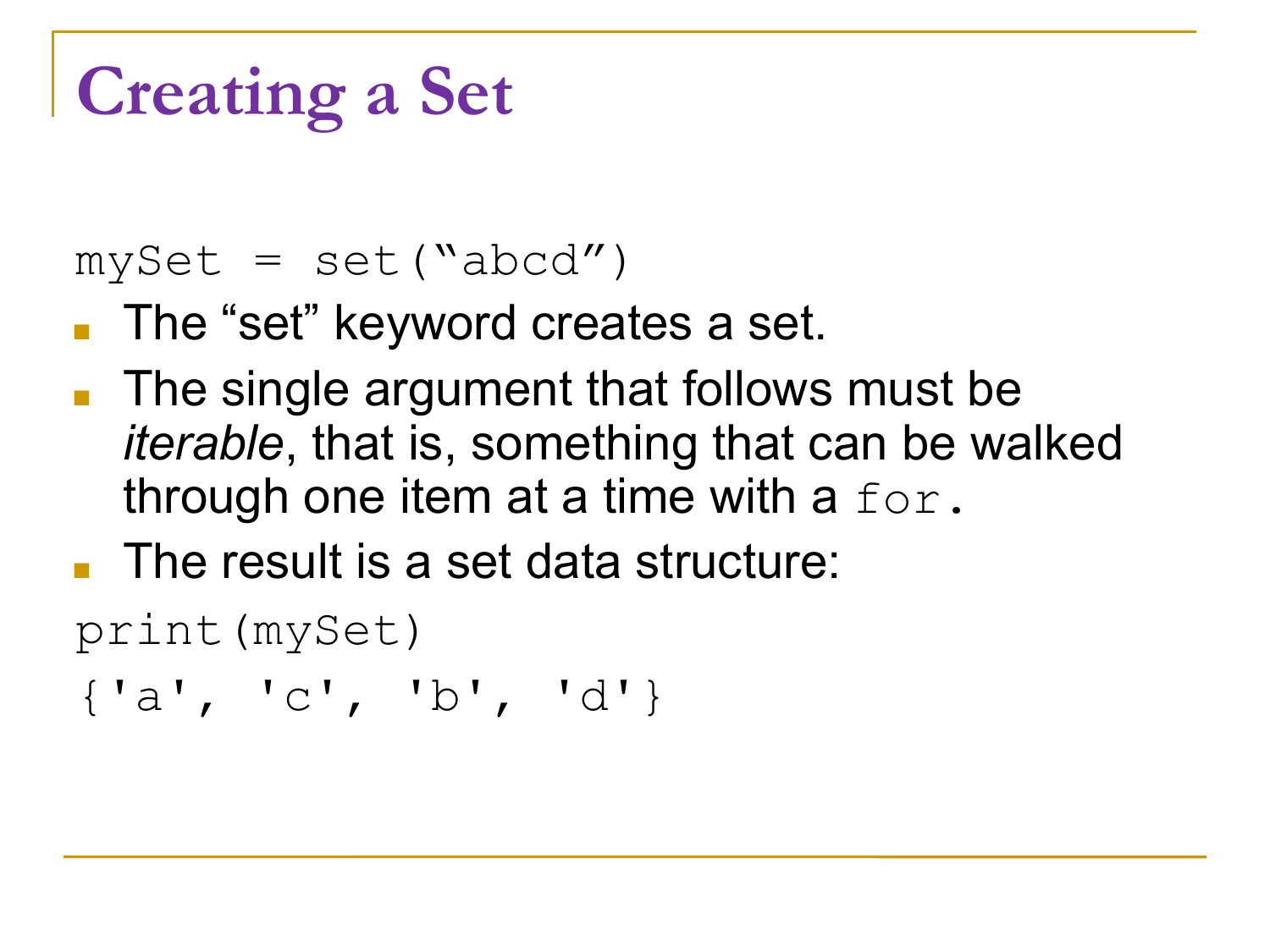# Creating a Set

```
mySet = set(“abcd”)
```

- The “set” keyword creates a set.
- The single argument that follows must be *iterable*, that is, something that can be walked through one item at a time with a `for`.
- The result is a set data structure:

```
print(mySet)
{'a', 'c', 'b', 'd'}
```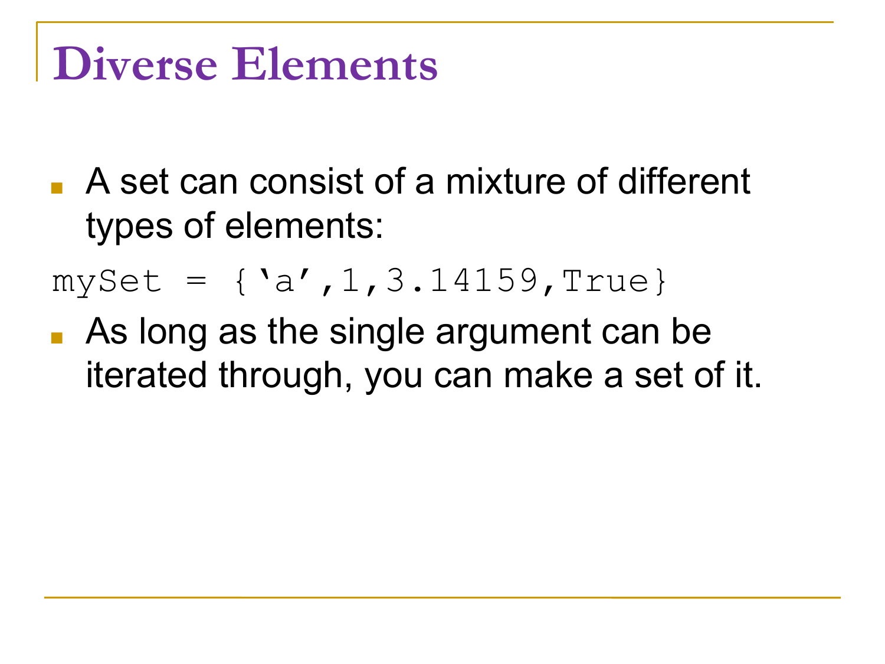# Diverse Elements

- A set can consist of a mixture of different types of elements:

```
mySet = {'a',1,3.14159,True}
```

- As long as the single argument can be iterated through, you can make a set of it.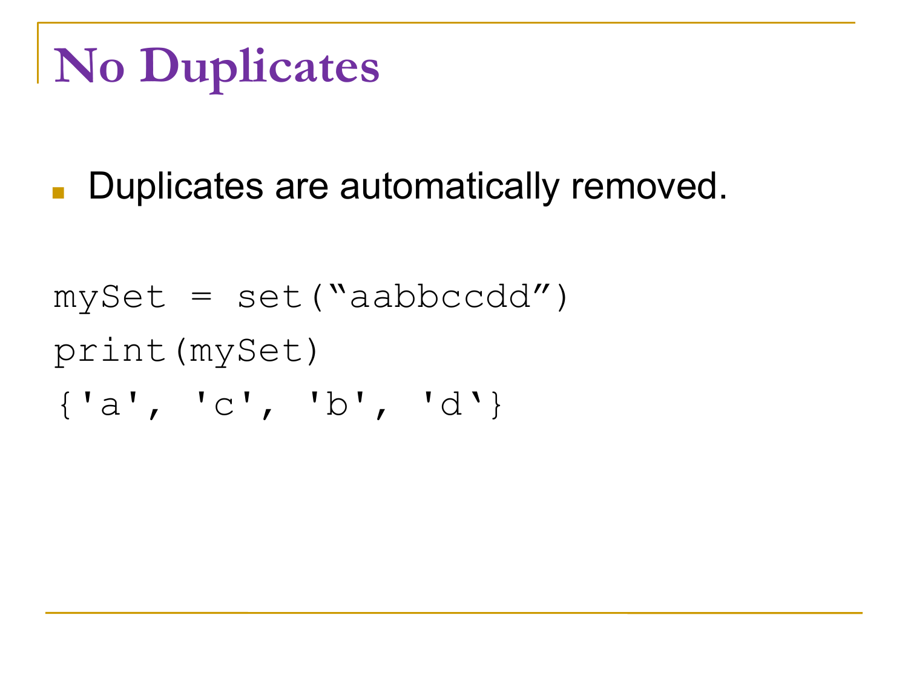# No Duplicates

- Duplicates are automatically removed.

```
mySet = set("aabbccdd")
print(mySet)
{'a', 'c', 'b', 'd'}
```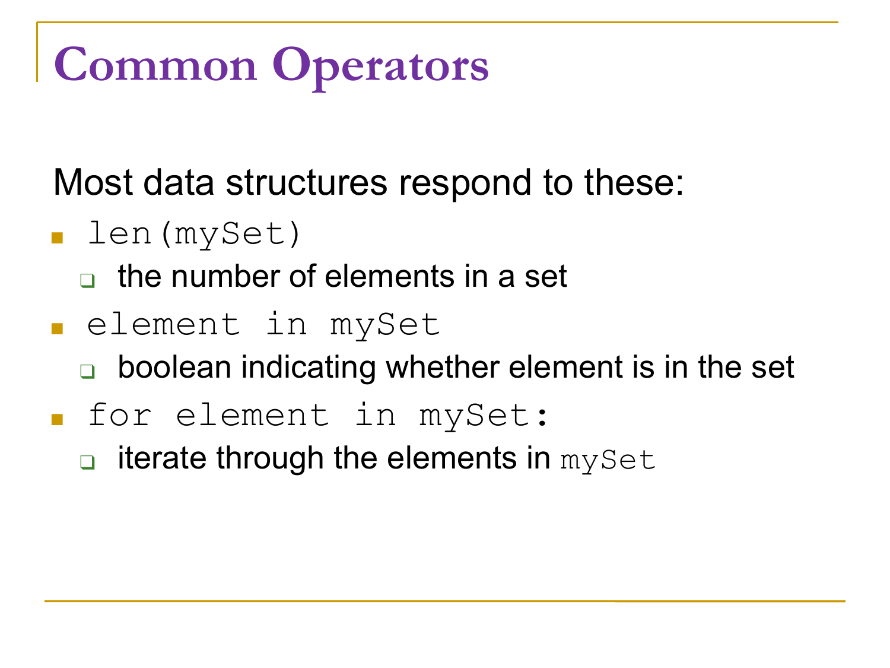# Common Operators

Most data structures respond to these:

- `len(mySet)`
  - the number of elements in a set
- `element in mySet`
  - boolean indicating whether element is in the set
- `for element in mySet:`
  - iterate through the elements in `mySet`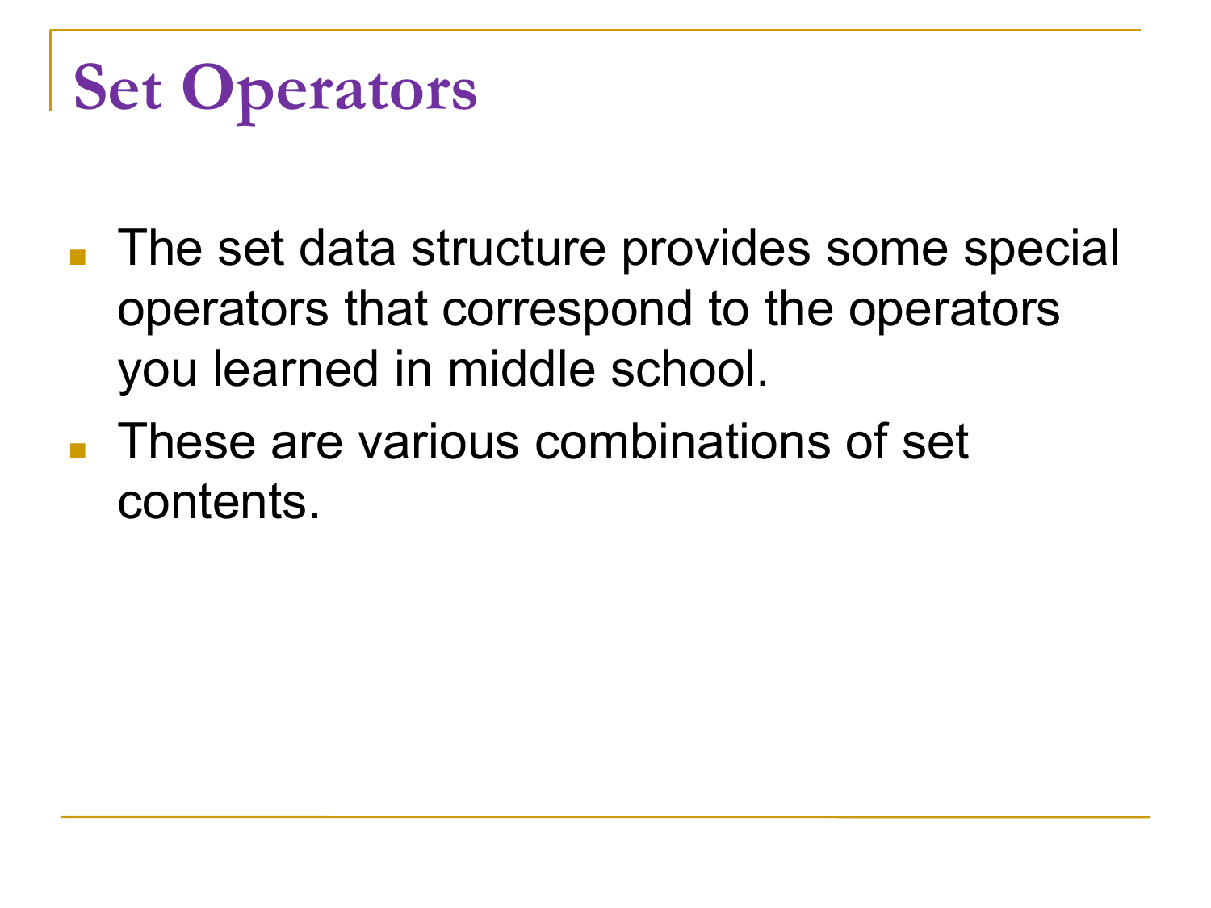# Set Operators

- The set data structure provides some special operators that correspond to the operators you learned in middle school.
- These are various combinations of set contents.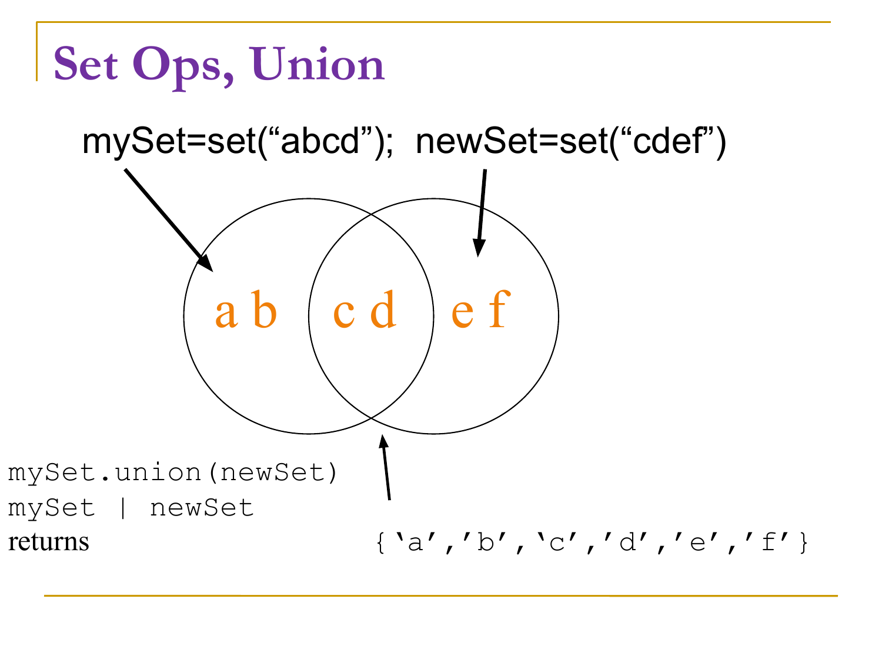# Set Ops, Union

mySet=set(“abcd”); newSet=set(“cdef”)

a b c d e f

```
mySet.union(newSet)
mySet | newSet
```

returns `{'a','b','c','d','e','f'}`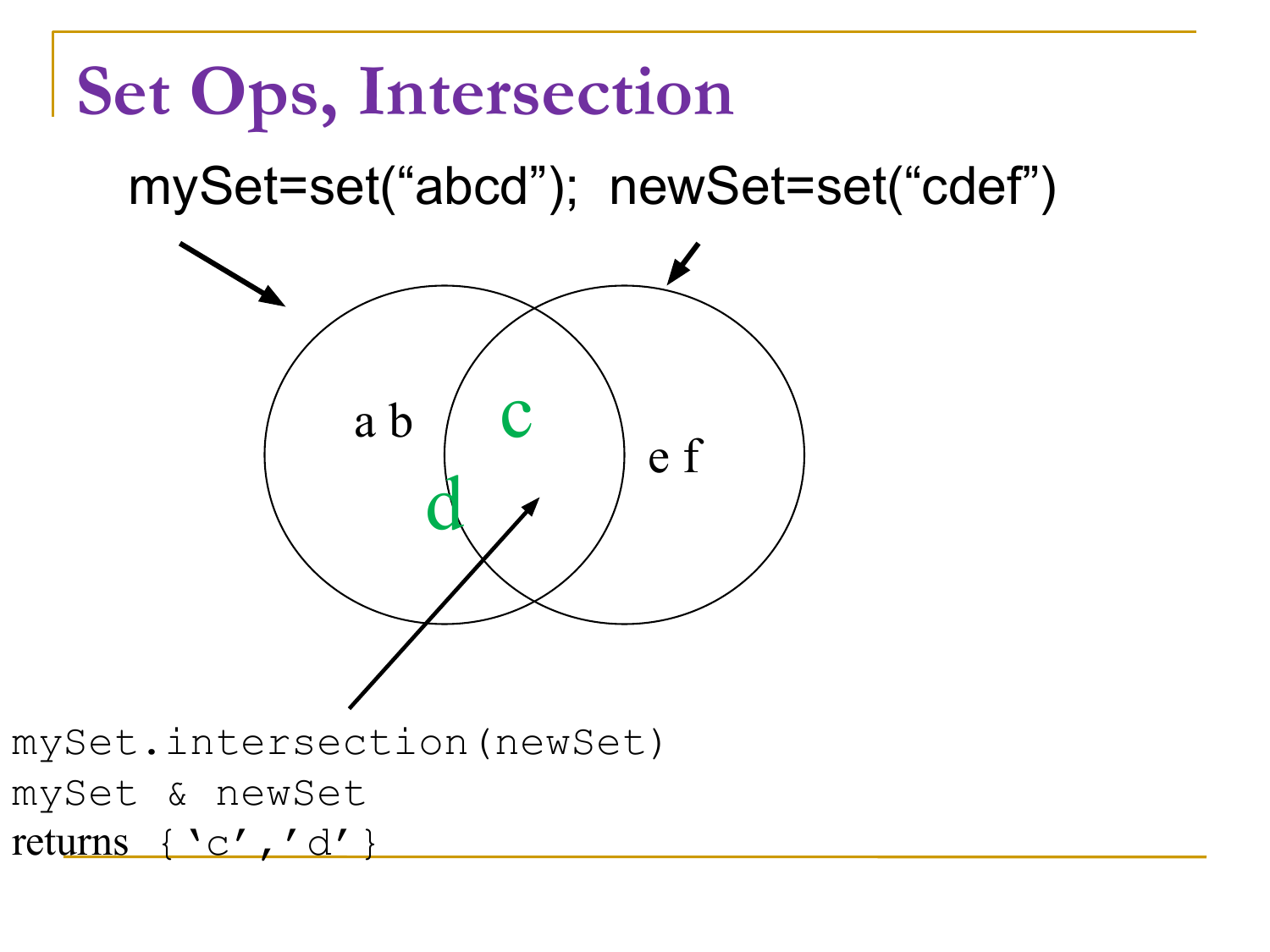# Set Ops, Intersection

mySet=set("abcd"); newSet=set("cdef")

a b c d e f

```
mySet.intersection(newSet)
mySet & newSet
```

returns `{'c','d'}`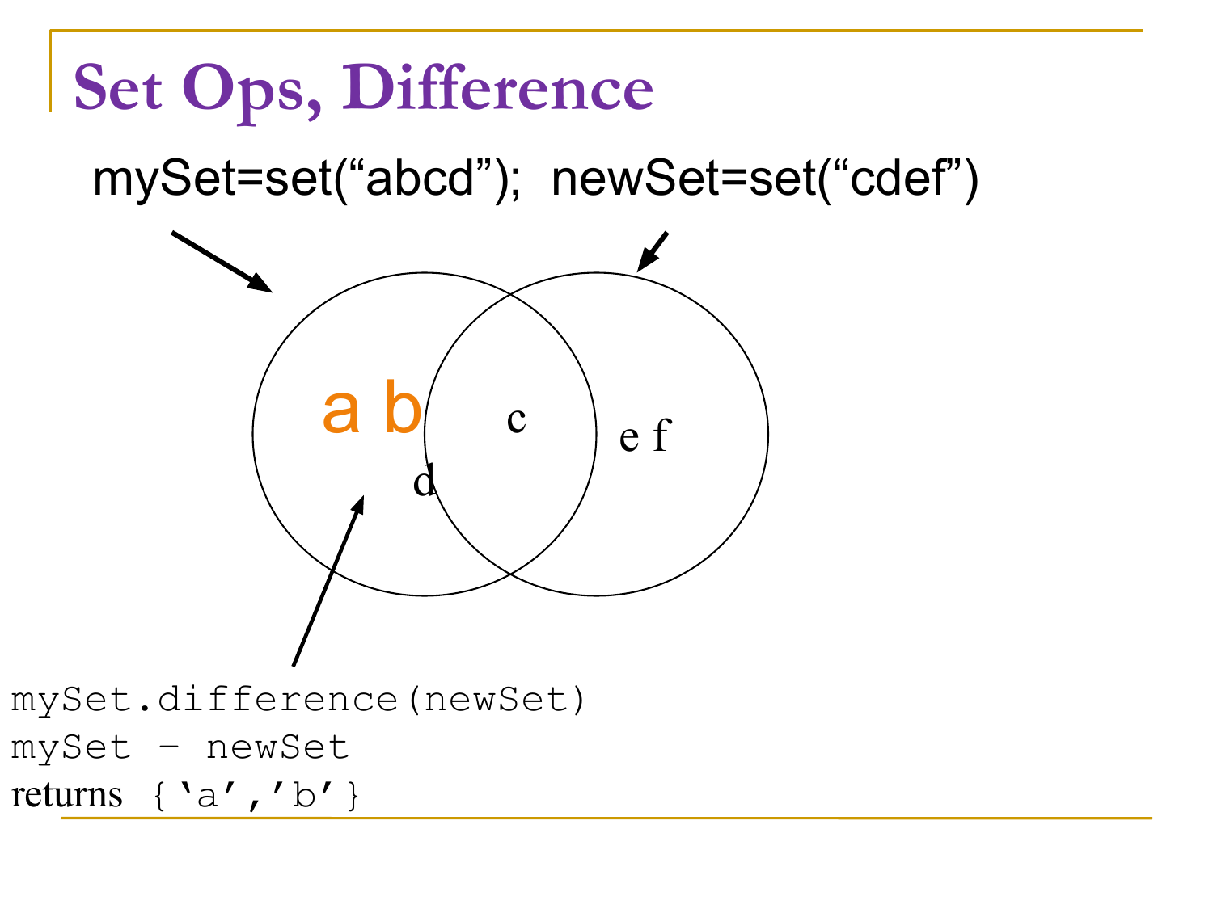# Set Ops, Difference

mySet=set("abcd"); newSet=set("cdef")

a b

d

c

e f

```
mySet.difference(newSet)
mySet - newSet
```

returns `{'a','b'}`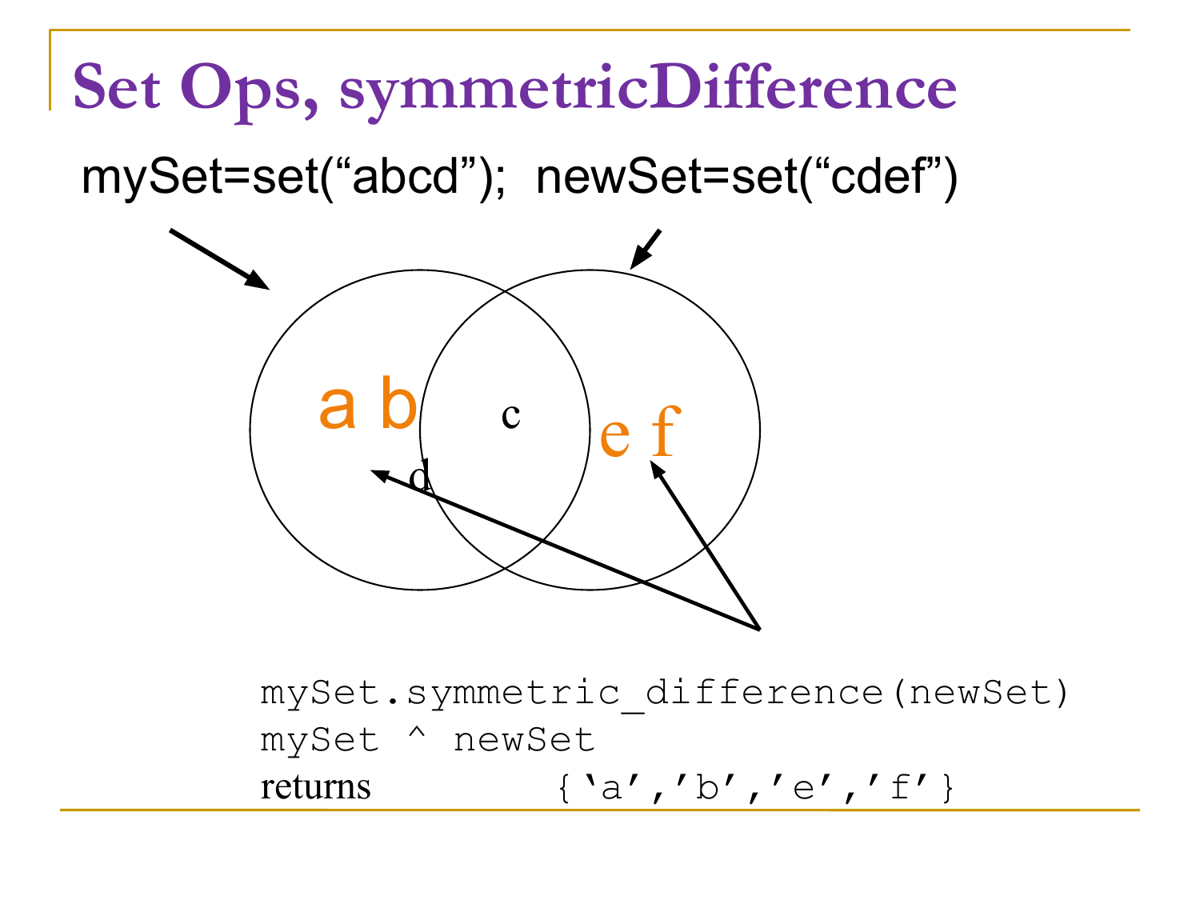# Set Ops, symmetricDifference

mySet=set(“abcd”); newSet=set(“cdef”)

a b c d e f

```
mySet.symmetric_difference(newSet)
mySet ^ newSet
```

returns {‘a’,’b’,’e’,’f’}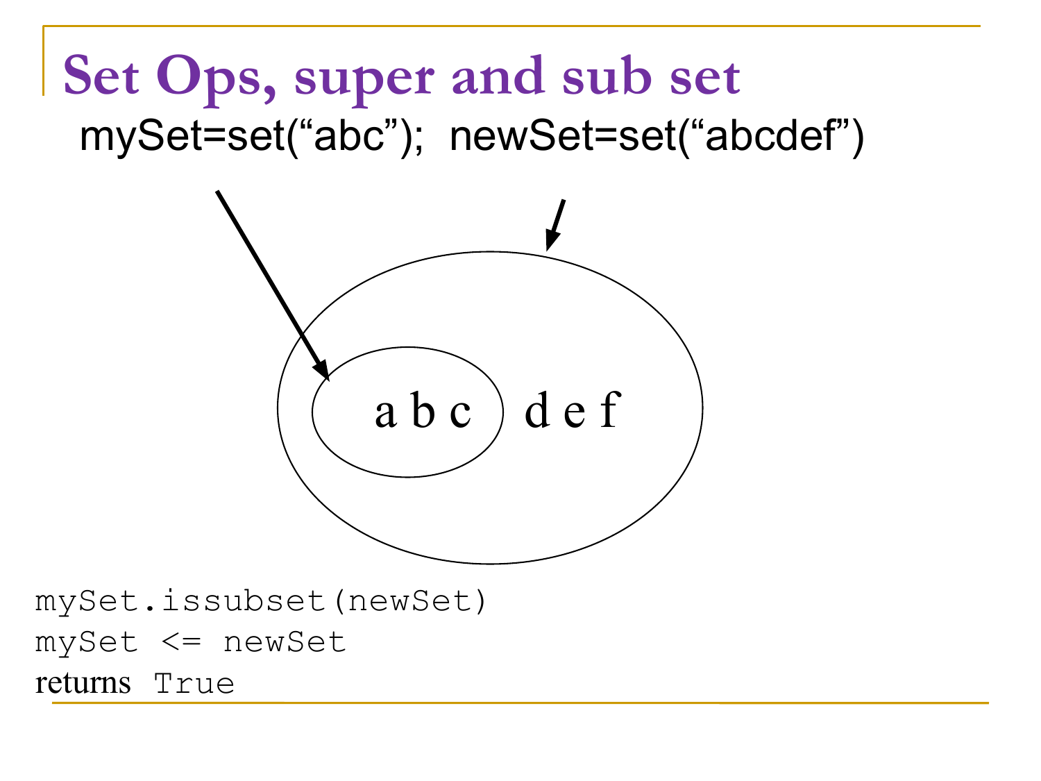# Set Ops, super and sub set

mySet=set(“abc”); newSet=set(“abcdef”)

a b c d e f

```
mySet.issubset(newSet)
mySet <= newSet
```

returns `True`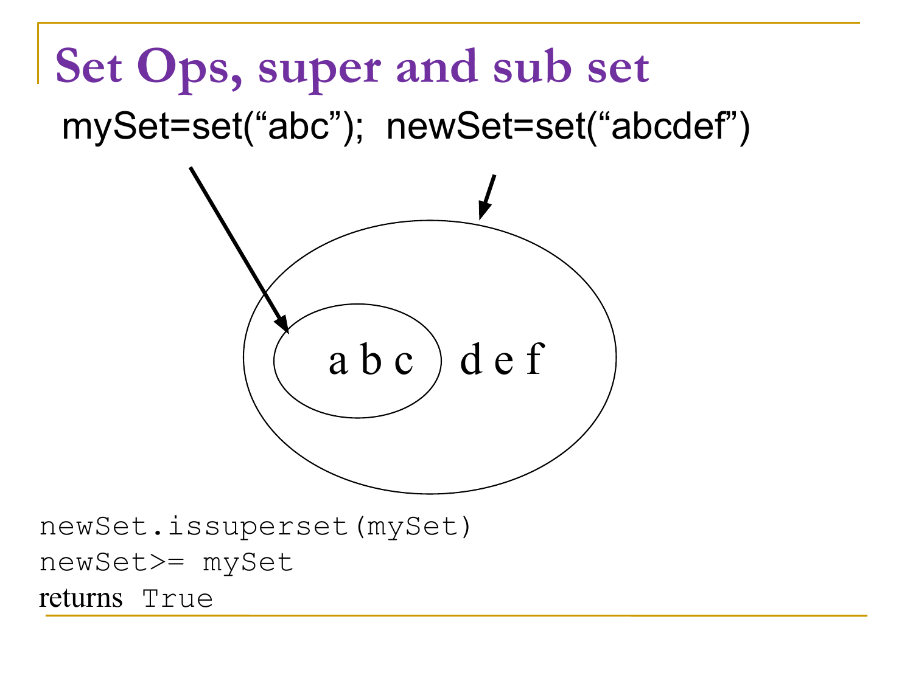# Set Ops, super and sub set

mySet=set(“abc”); newSet=set(“abcdef”)

a b c d e f

```
newSet.issuperset(mySet)
newSet>= mySet
```

returns `True`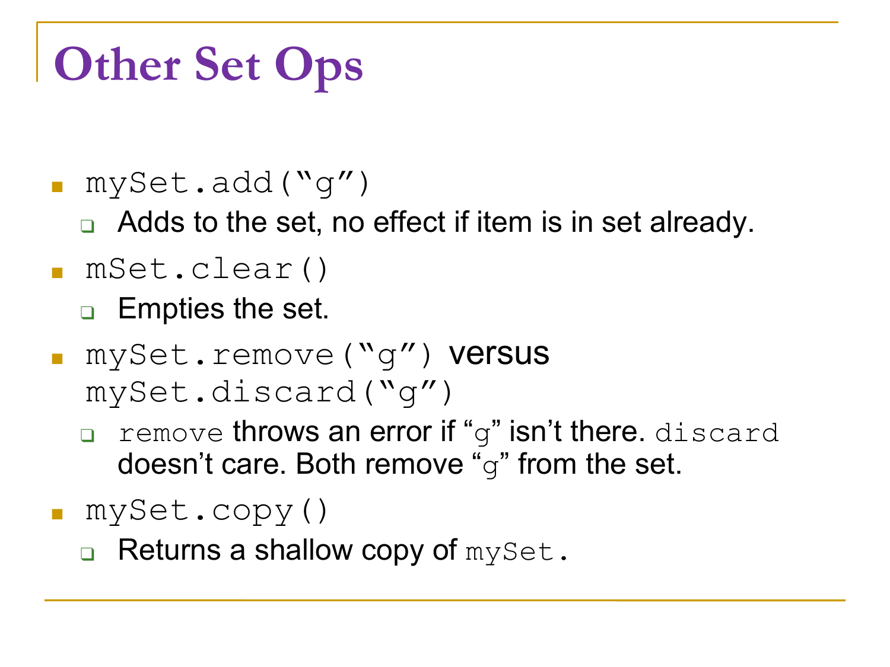# Other Set Ops

- `mySet.add("g")`
  - Adds to the set, no effect if item is in set already.
- `mSet.clear()`
  - Empties the set.
- `mySet.remove("g")` versus `mySet.discard("g")`
  - `remove` throws an error if "`g`" isn't there. `discard` doesn't care. Both remove "`g`" from the set.
- `mySet.copy()`
  - Returns a shallow copy of `mySet`.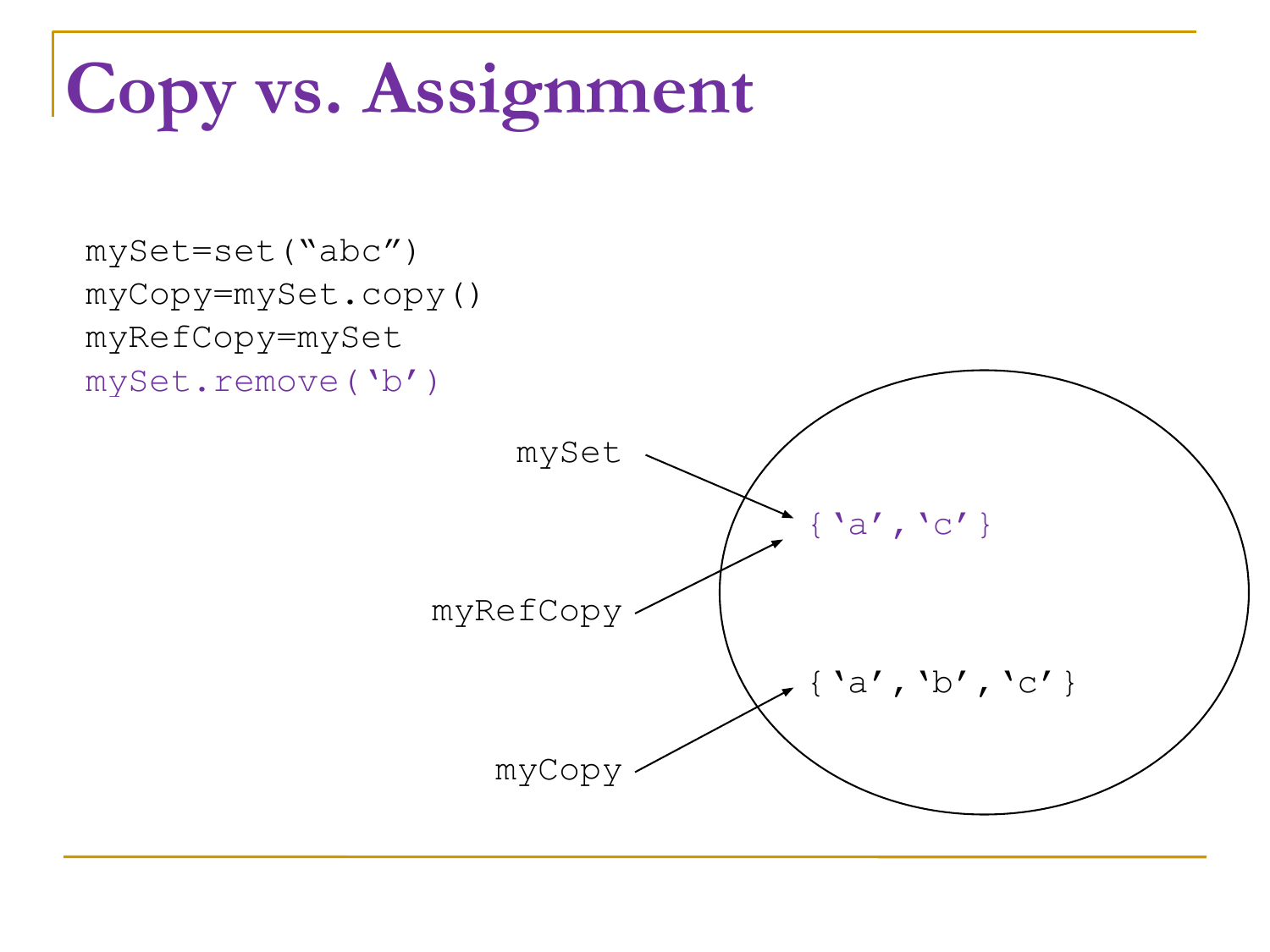# Copy vs. Assignment

```
mySet=set("abc")
myCopy=mySet.copy()
myRefCopy=mySet
mySet.remove('b')
```

mySet → {'a','c'}

myRefCopy → {'a','c'}

myCopy → {'a','b','c'}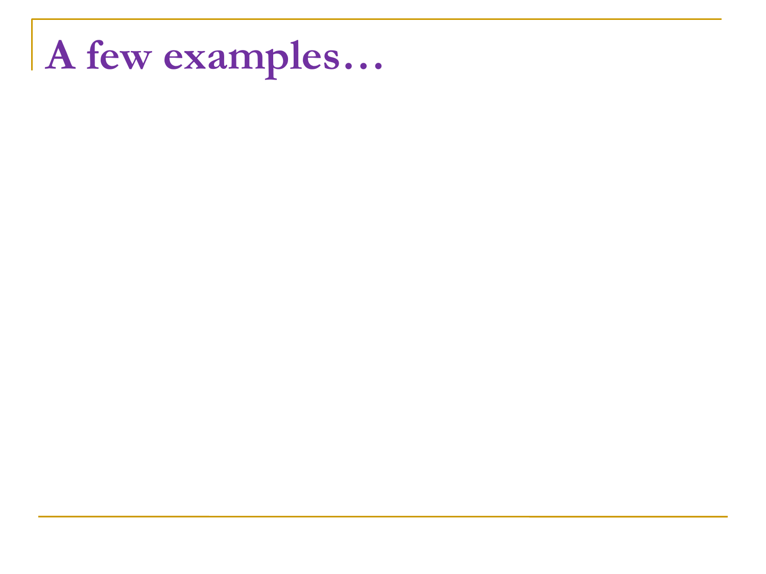# A few examples…